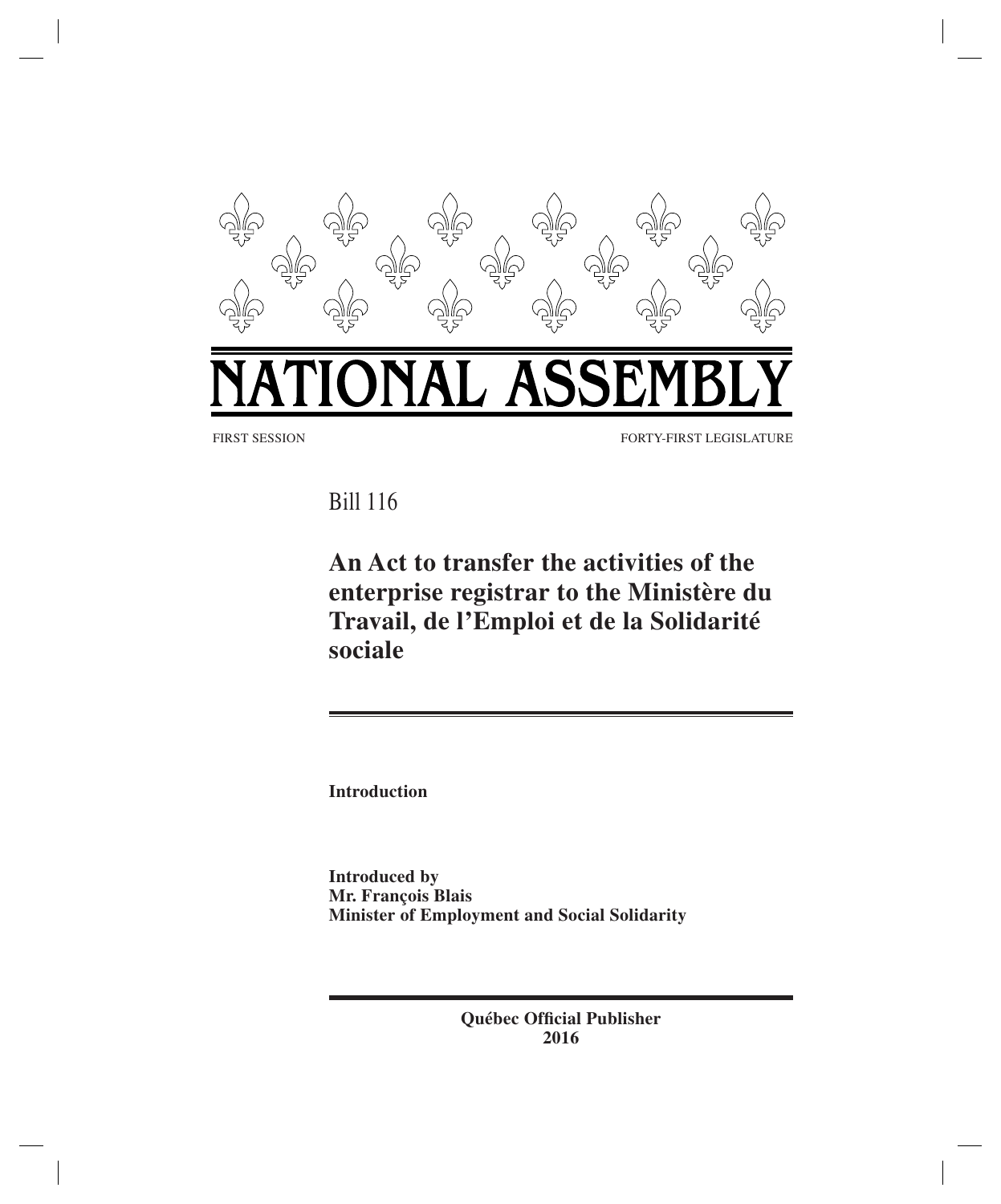# NATIONAL ASSEMBLY

FIRST SESSION FORTY-FIRST LEGISLATURE

Bill 116

## An Act to transfer the activities of the enterprise registrar to the Ministère du Travail, de l'Emploi et de la Solidarité sociale

**Introduction**

**Introduced by**
**Mr. François Blais**
**Minister of Employment and Social Solidarity**

**Québec Official Publisher**
**2016**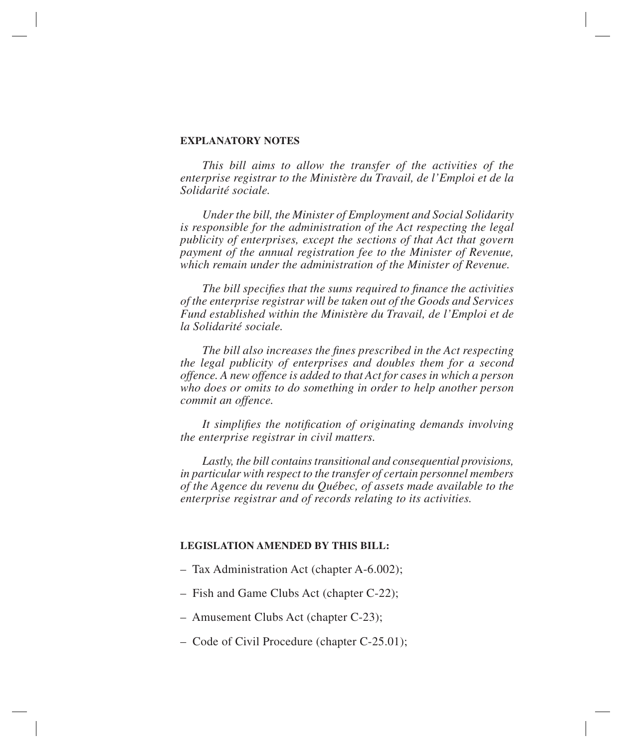**EXPLANATORY NOTES**

*This bill aims to allow the transfer of the activities of the enterprise registrar to the Ministère du Travail, de l'Emploi et de la Solidarité sociale.*

*Under the bill, the Minister of Employment and Social Solidarity is responsible for the administration of the Act respecting the legal publicity of enterprises, except the sections of that Act that govern payment of the annual registration fee to the Minister of Revenue, which remain under the administration of the Minister of Revenue.*

*The bill specifies that the sums required to finance the activities of the enterprise registrar will be taken out of the Goods and Services Fund established within the Ministère du Travail, de l'Emploi et de la Solidarité sociale.*

*The bill also increases the fines prescribed in the Act respecting the legal publicity of enterprises and doubles them for a second offence. A new offence is added to that Act for cases in which a person who does or omits to do something in order to help another person commit an offence.*

*It simplifies the notification of originating demands involving the enterprise registrar in civil matters.*

*Lastly, the bill contains transitional and consequential provisions, in particular with respect to the transfer of certain personnel members of the Agence du revenu du Québec, of assets made available to the enterprise registrar and of records relating to its activities.*

**LEGISLATION AMENDED BY THIS BILL:**

– Tax Administration Act (chapter A-6.002);

– Fish and Game Clubs Act (chapter C-22);

– Amusement Clubs Act (chapter C-23);

– Code of Civil Procedure (chapter C-25.01);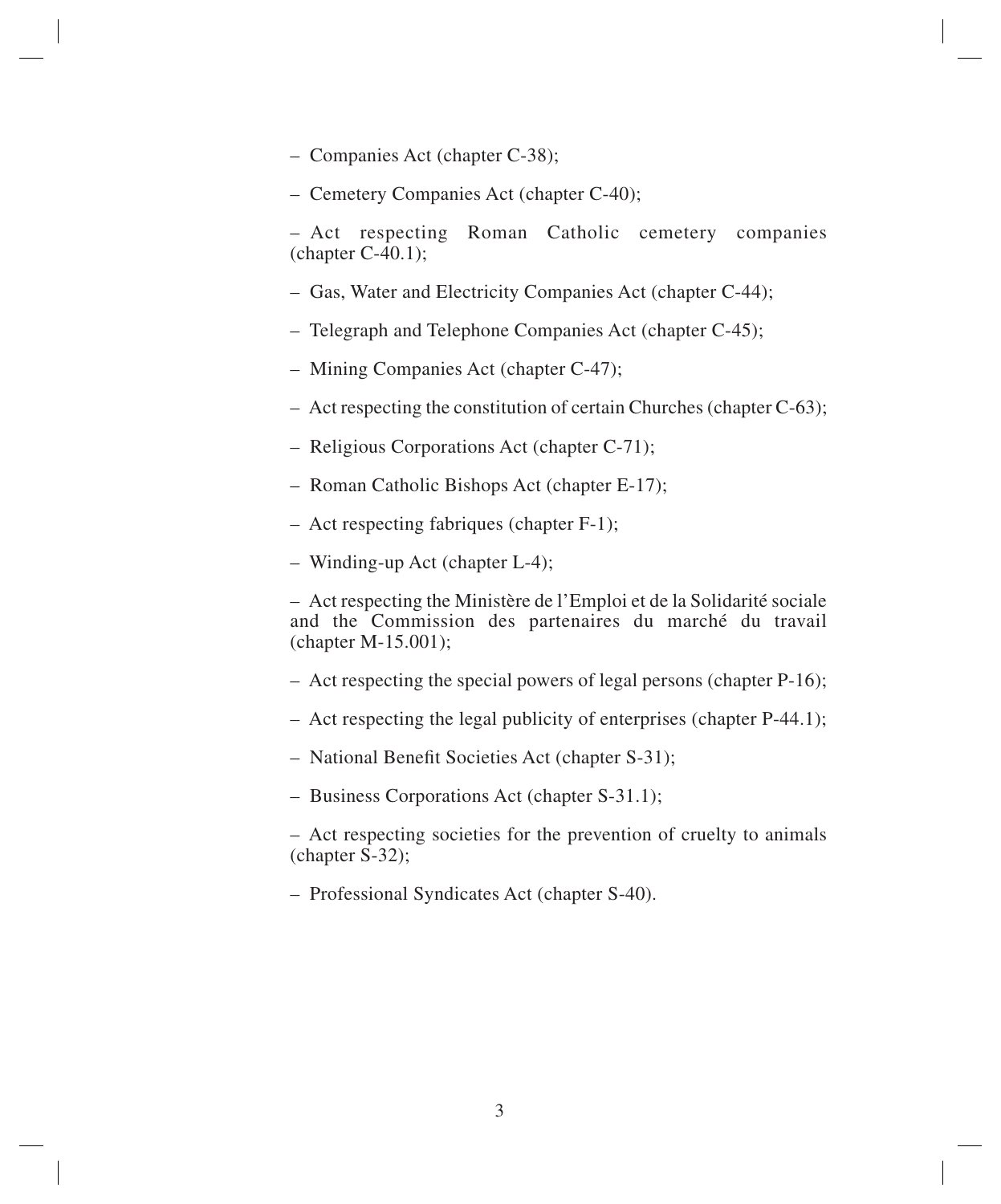– Companies Act (chapter C-38);

– Cemetery Companies Act (chapter C-40);

– Act respecting Roman Catholic cemetery companies (chapter C-40.1);

– Gas, Water and Electricity Companies Act (chapter C-44);

– Telegraph and Telephone Companies Act (chapter C-45);

– Mining Companies Act (chapter C-47);

– Act respecting the constitution of certain Churches (chapter C-63);

– Religious Corporations Act (chapter C-71);

– Roman Catholic Bishops Act (chapter E-17);

– Act respecting fabriques (chapter F-1);

– Winding-up Act (chapter L-4);

– Act respecting the Ministère de l'Emploi et de la Solidarité sociale and the Commission des partenaires du marché du travail (chapter M-15.001);

– Act respecting the special powers of legal persons (chapter P-16);

– Act respecting the legal publicity of enterprises (chapter P-44.1);

– National Benefit Societies Act (chapter S-31);

– Business Corporations Act (chapter S-31.1);

– Act respecting societies for the prevention of cruelty to animals (chapter S-32);

– Professional Syndicates Act (chapter S-40).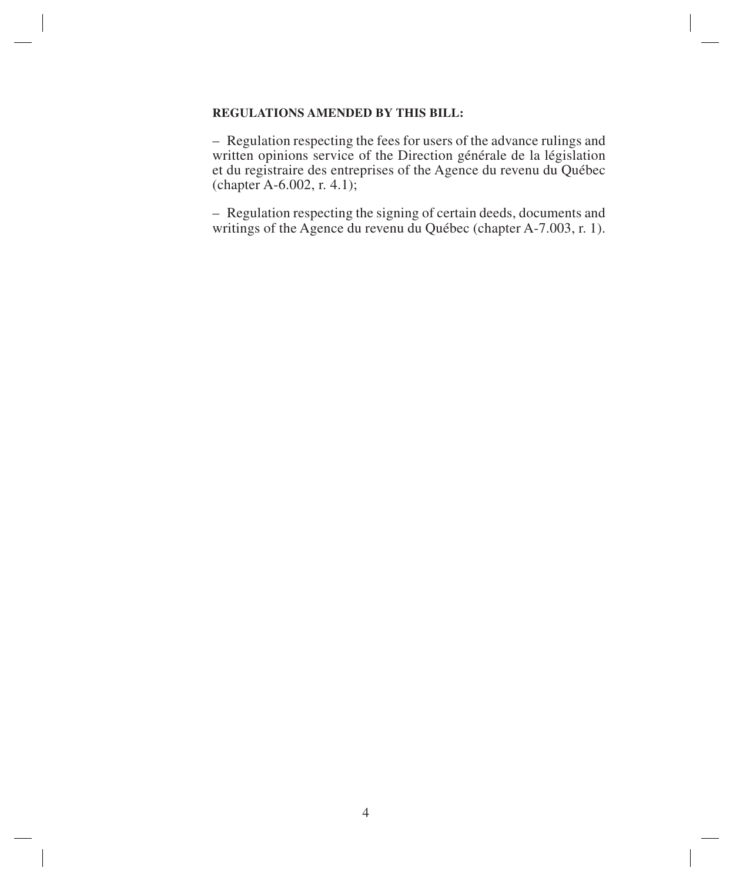**REGULATIONS AMENDED BY THIS BILL:**

– Regulation respecting the fees for users of the advance rulings and written opinions service of the Direction générale de la législation et du registraire des entreprises of the Agence du revenu du Québec (chapter A-6.002, r. 4.1);

– Regulation respecting the signing of certain deeds, documents and writings of the Agence du revenu du Québec (chapter A-7.003, r. 1).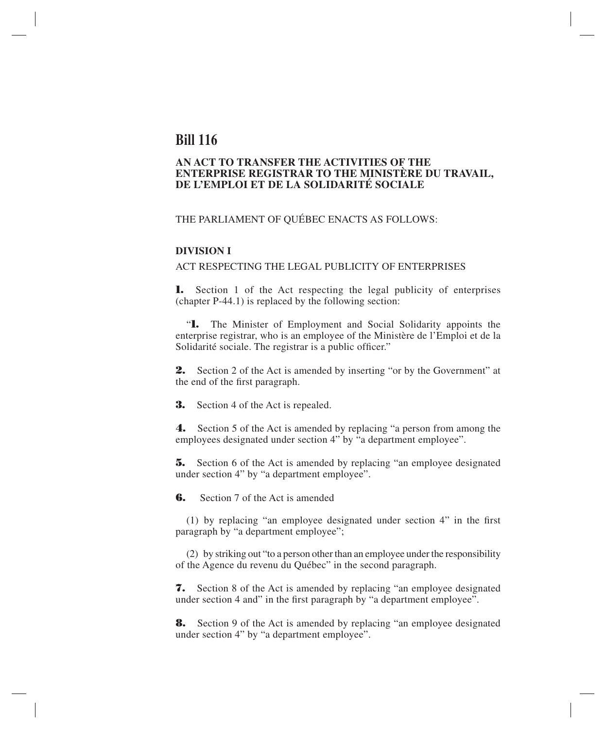# Bill 116

## AN ACT TO TRANSFER THE ACTIVITIES OF THE ENTERPRISE REGISTRAR TO THE MINISTÈRE DU TRAVAIL, DE L'EMPLOI ET DE LA SOLIDARITÉ SOCIALE

THE PARLIAMENT OF QUÉBEC ENACTS AS FOLLOWS:

### DIVISION I

ACT RESPECTING THE LEGAL PUBLICITY OF ENTERPRISES

**1.** Section 1 of the Act respecting the legal publicity of enterprises (chapter P-44.1) is replaced by the following section:

"**1.** The Minister of Employment and Social Solidarity appoints the enterprise registrar, who is an employee of the Ministère de l'Emploi et de la Solidarité sociale. The registrar is a public officer."

**2.** Section 2 of the Act is amended by inserting "or by the Government" at the end of the first paragraph.

**3.** Section 4 of the Act is repealed.

**4.** Section 5 of the Act is amended by replacing "a person from among the employees designated under section 4" by "a department employee".

**5.** Section 6 of the Act is amended by replacing "an employee designated under section 4" by "a department employee".

**6.** Section 7 of the Act is amended

(1) by replacing "an employee designated under section 4" in the first paragraph by "a department employee";

(2) by striking out "to a person other than an employee under the responsibility of the Agence du revenu du Québec" in the second paragraph.

**7.** Section 8 of the Act is amended by replacing "an employee designated under section 4 and" in the first paragraph by "a department employee".

**8.** Section 9 of the Act is amended by replacing "an employee designated under section 4" by "a department employee".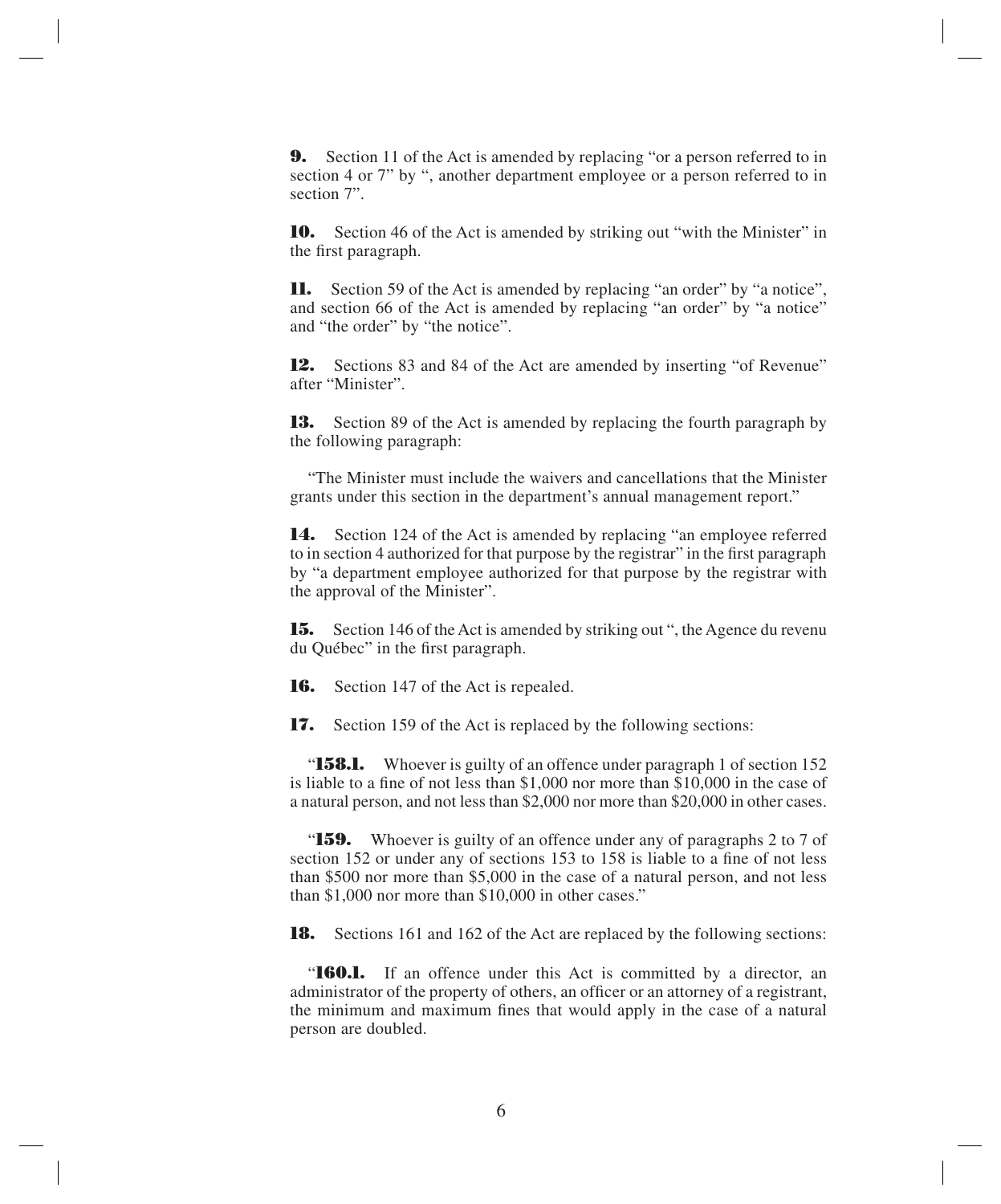**9.** Section 11 of the Act is amended by replacing "or a person referred to in section 4 or 7" by ", another department employee or a person referred to in section 7".

**10.** Section 46 of the Act is amended by striking out "with the Minister" in the first paragraph.

**11.** Section 59 of the Act is amended by replacing "an order" by "a notice", and section 66 of the Act is amended by replacing "an order" by "a notice" and "the order" by "the notice".

**12.** Sections 83 and 84 of the Act are amended by inserting "of Revenue" after "Minister".

**13.** Section 89 of the Act is amended by replacing the fourth paragraph by the following paragraph:

"The Minister must include the waivers and cancellations that the Minister grants under this section in the department's annual management report."

**14.** Section 124 of the Act is amended by replacing "an employee referred to in section 4 authorized for that purpose by the registrar" in the first paragraph by "a department employee authorized for that purpose by the registrar with the approval of the Minister".

**15.** Section 146 of the Act is amended by striking out ", the Agence du revenu du Québec" in the first paragraph.

**16.** Section 147 of the Act is repealed.

**17.** Section 159 of the Act is replaced by the following sections:

"**158.1.** Whoever is guilty of an offence under paragraph 1 of section 152 is liable to a fine of not less than $1,000 nor more than $10,000 in the case of a natural person, and not less than $2,000 nor more than $20,000 in other cases.

"**159.** Whoever is guilty of an offence under any of paragraphs 2 to 7 of section 152 or under any of sections 153 to 158 is liable to a fine of not less than $500 nor more than $5,000 in the case of a natural person, and not less than $1,000 nor more than $10,000 in other cases."

**18.** Sections 161 and 162 of the Act are replaced by the following sections:

"**160.1.** If an offence under this Act is committed by a director, an administrator of the property of others, an officer or an attorney of a registrant, the minimum and maximum fines that would apply in the case of a natural person are doubled.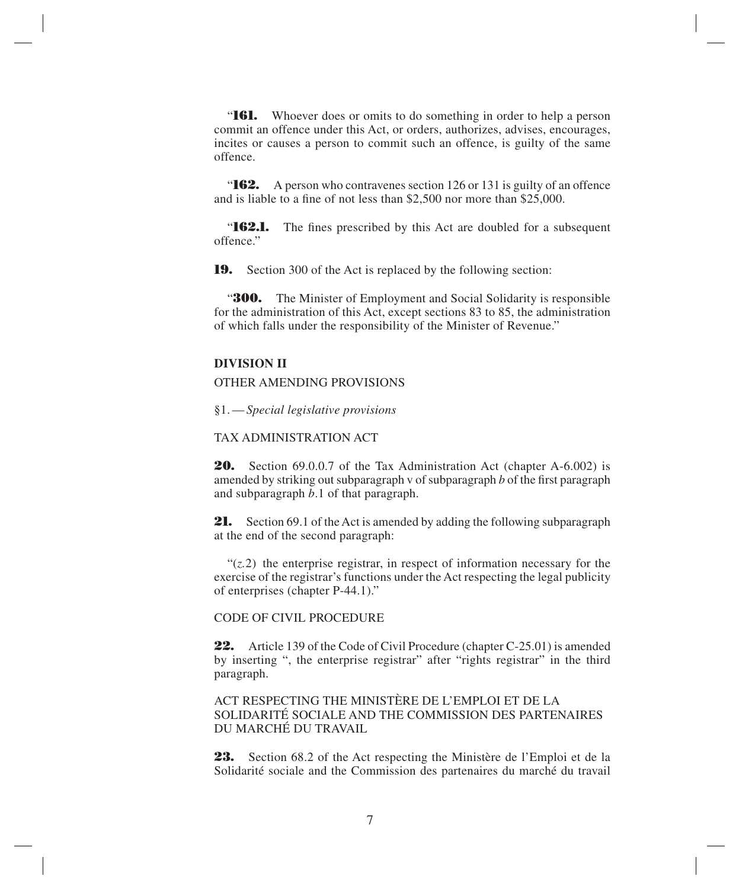"**161.** Whoever does or omits to do something in order to help a person commit an offence under this Act, or orders, authorizes, advises, encourages, incites or causes a person to commit such an offence, is guilty of the same offence.

"**162.** A person who contravenes section 126 or 131 is guilty of an offence and is liable to a fine of not less than $2,500 nor more than $25,000.

"**162.1.** The fines prescribed by this Act are doubled for a subsequent offence."

**19.** Section 300 of the Act is replaced by the following section:

"**300.** The Minister of Employment and Social Solidarity is responsible for the administration of this Act, except sections 83 to 85, the administration of which falls under the responsibility of the Minister of Revenue."

**DIVISION II**

OTHER AMENDING PROVISIONS

§1. — *Special legislative provisions*

TAX ADMINISTRATION ACT

**20.** Section 69.0.0.7 of the Tax Administration Act (chapter A-6.002) is amended by striking out subparagraph v of subparagraph *b* of the first paragraph and subparagraph *b*.1 of that paragraph.

**21.** Section 69.1 of the Act is amended by adding the following subparagraph at the end of the second paragraph:

"(*z*.2) the enterprise registrar, in respect of information necessary for the exercise of the registrar's functions under the Act respecting the legal publicity of enterprises (chapter P-44.1)."

CODE OF CIVIL PROCEDURE

**22.** Article 139 of the Code of Civil Procedure (chapter C-25.01) is amended by inserting ", the enterprise registrar" after "rights registrar" in the third paragraph.

ACT RESPECTING THE MINISTÈRE DE L'EMPLOI ET DE LA SOLIDARITÉ SOCIALE AND THE COMMISSION DES PARTENAIRES DU MARCHÉ DU TRAVAIL

**23.** Section 68.2 of the Act respecting the Ministère de l'Emploi et de la Solidarité sociale and the Commission des partenaires du marché du travail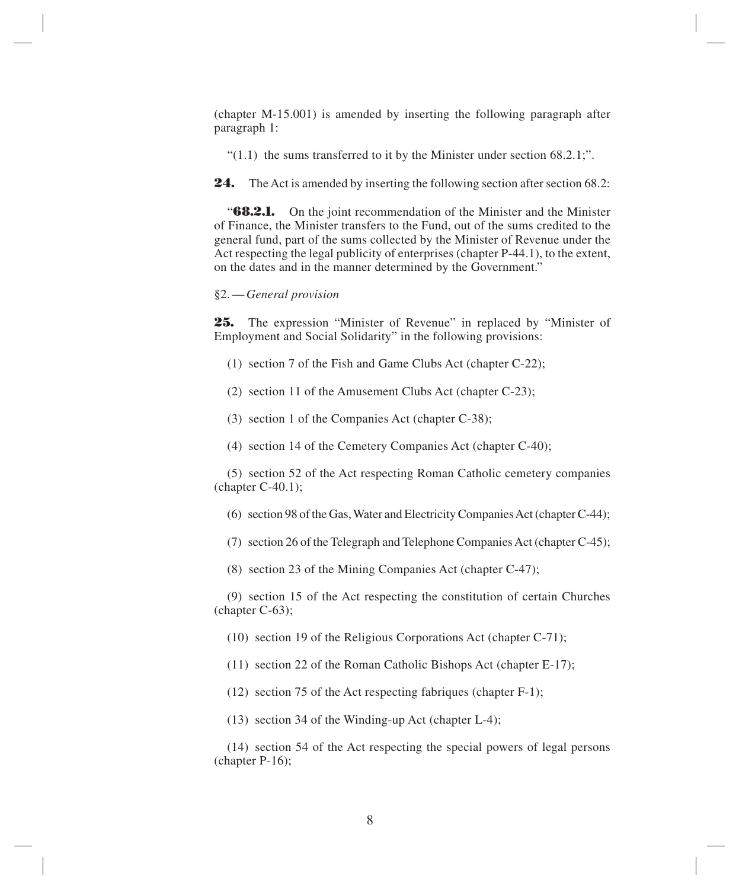(chapter M-15.001) is amended by inserting the following paragraph after paragraph 1:

"(1.1) the sums transferred to it by the Minister under section 68.2.1;".

**24.** The Act is amended by inserting the following section after section 68.2:

"**68.2.1.** On the joint recommendation of the Minister and the Minister of Finance, the Minister transfers to the Fund, out of the sums credited to the general fund, part of the sums collected by the Minister of Revenue under the Act respecting the legal publicity of enterprises (chapter P-44.1), to the extent, on the dates and in the manner determined by the Government."

§2. — *General provision*

**25.** The expression "Minister of Revenue" in replaced by "Minister of Employment and Social Solidarity" in the following provisions:

(1) section 7 of the Fish and Game Clubs Act (chapter C-22);

(2) section 11 of the Amusement Clubs Act (chapter C-23);

(3) section 1 of the Companies Act (chapter C-38);

(4) section 14 of the Cemetery Companies Act (chapter C-40);

(5) section 52 of the Act respecting Roman Catholic cemetery companies (chapter C-40.1);

(6) section 98 of the Gas, Water and Electricity Companies Act (chapter C-44);

(7) section 26 of the Telegraph and Telephone Companies Act (chapter C-45);

(8) section 23 of the Mining Companies Act (chapter C-47);

(9) section 15 of the Act respecting the constitution of certain Churches (chapter C-63);

(10) section 19 of the Religious Corporations Act (chapter C-71);

(11) section 22 of the Roman Catholic Bishops Act (chapter E-17);

(12) section 75 of the Act respecting fabriques (chapter F-1);

(13) section 34 of the Winding-up Act (chapter L-4);

(14) section 54 of the Act respecting the special powers of legal persons (chapter P-16);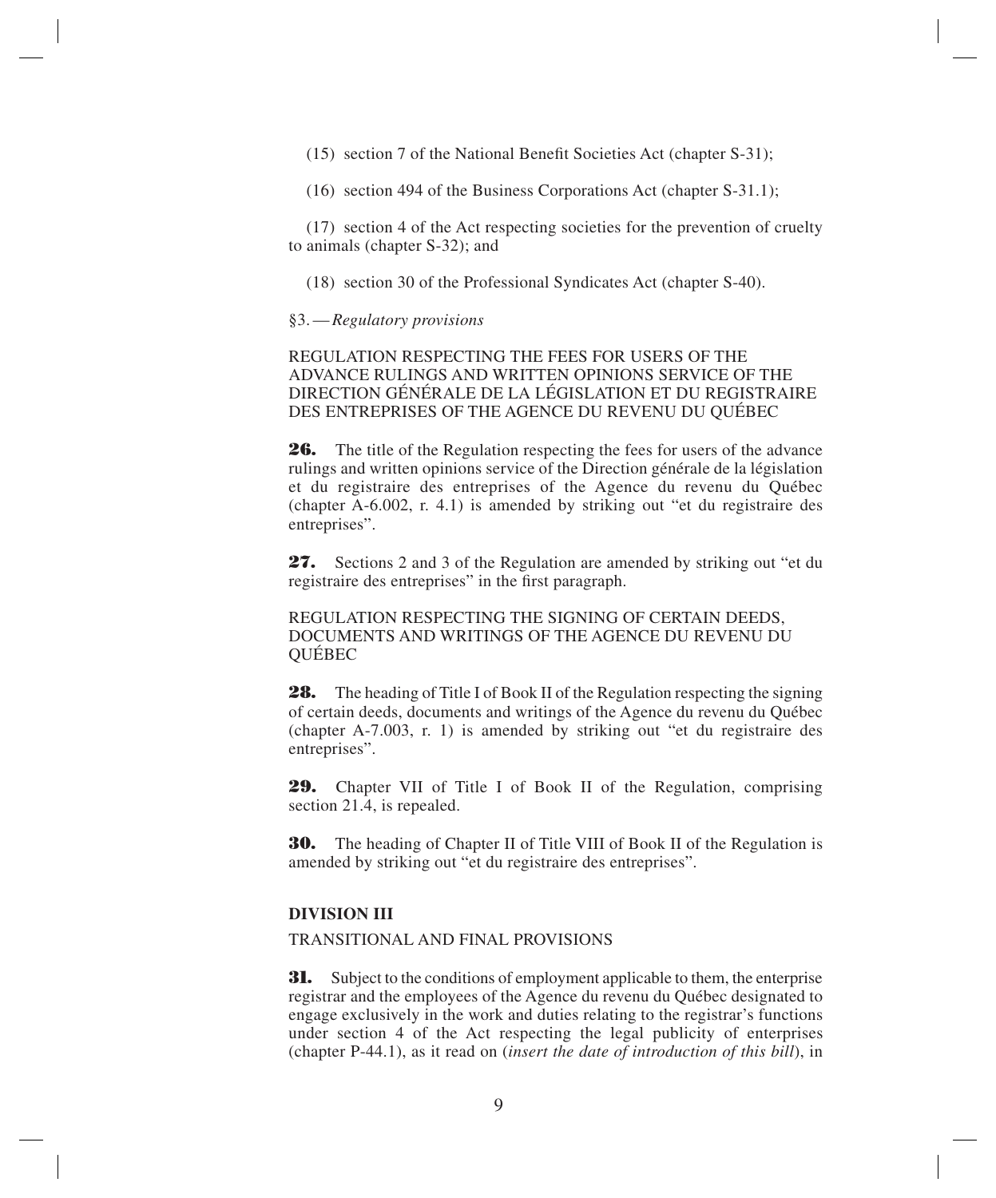(15) section 7 of the National Benefit Societies Act (chapter S-31);

(16) section 494 of the Business Corporations Act (chapter S-31.1);

(17) section 4 of the Act respecting societies for the prevention of cruelty to animals (chapter S-32); and

(18) section 30 of the Professional Syndicates Act (chapter S-40).

§3. — *Regulatory provisions*

REGULATION RESPECTING THE FEES FOR USERS OF THE ADVANCE RULINGS AND WRITTEN OPINIONS SERVICE OF THE DIRECTION GÉNÉRALE DE LA LÉGISLATION ET DU REGISTRAIRE DES ENTREPRISES OF THE AGENCE DU REVENU DU QUÉBEC

**26.** The title of the Regulation respecting the fees for users of the advance rulings and written opinions service of the Direction générale de la législation et du registraire des entreprises of the Agence du revenu du Québec (chapter A-6.002, r. 4.1) is amended by striking out "et du registraire des entreprises".

**27.** Sections 2 and 3 of the Regulation are amended by striking out "et du registraire des entreprises" in the first paragraph.

REGULATION RESPECTING THE SIGNING OF CERTAIN DEEDS, DOCUMENTS AND WRITINGS OF THE AGENCE DU REVENU DU QUÉBEC

**28.** The heading of Title I of Book II of the Regulation respecting the signing of certain deeds, documents and writings of the Agence du revenu du Québec (chapter A-7.003, r. 1) is amended by striking out "et du registraire des entreprises".

**29.** Chapter VII of Title I of Book II of the Regulation, comprising section 21.4, is repealed.

**30.** The heading of Chapter II of Title VIII of Book II of the Regulation is amended by striking out "et du registraire des entreprises".

## DIVISION III

TRANSITIONAL AND FINAL PROVISIONS

**31.** Subject to the conditions of employment applicable to them, the enterprise registrar and the employees of the Agence du revenu du Québec designated to engage exclusively in the work and duties relating to the registrar's functions under section 4 of the Act respecting the legal publicity of enterprises (chapter P-44.1), as it read on (*insert the date of introduction of this bill*), in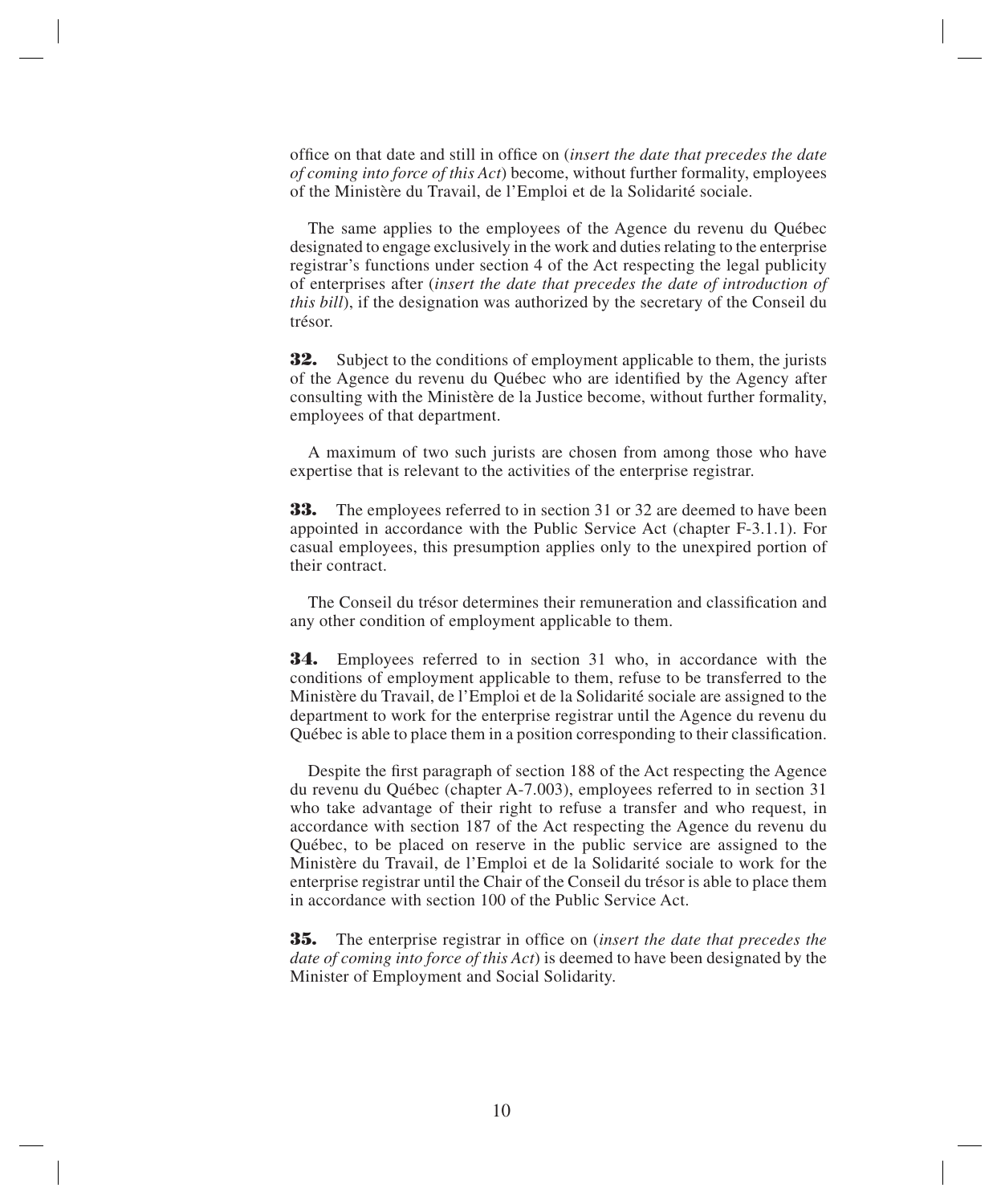office on that date and still in office on (*insert the date that precedes the date of coming into force of this Act*) become, without further formality, employees of the Ministère du Travail, de l'Emploi et de la Solidarité sociale.

The same applies to the employees of the Agence du revenu du Québec designated to engage exclusively in the work and duties relating to the enterprise registrar's functions under section 4 of the Act respecting the legal publicity of enterprises after (*insert the date that precedes the date of introduction of this bill*), if the designation was authorized by the secretary of the Conseil du trésor.

**32.** Subject to the conditions of employment applicable to them, the jurists of the Agence du revenu du Québec who are identified by the Agency after consulting with the Ministère de la Justice become, without further formality, employees of that department.

A maximum of two such jurists are chosen from among those who have expertise that is relevant to the activities of the enterprise registrar.

**33.** The employees referred to in section 31 or 32 are deemed to have been appointed in accordance with the Public Service Act (chapter F-3.1.1). For casual employees, this presumption applies only to the unexpired portion of their contract.

The Conseil du trésor determines their remuneration and classification and any other condition of employment applicable to them.

**34.** Employees referred to in section 31 who, in accordance with the conditions of employment applicable to them, refuse to be transferred to the Ministère du Travail, de l'Emploi et de la Solidarité sociale are assigned to the department to work for the enterprise registrar until the Agence du revenu du Québec is able to place them in a position corresponding to their classification.

Despite the first paragraph of section 188 of the Act respecting the Agence du revenu du Québec (chapter A-7.003), employees referred to in section 31 who take advantage of their right to refuse a transfer and who request, in accordance with section 187 of the Act respecting the Agence du revenu du Québec, to be placed on reserve in the public service are assigned to the Ministère du Travail, de l'Emploi et de la Solidarité sociale to work for the enterprise registrar until the Chair of the Conseil du trésor is able to place them in accordance with section 100 of the Public Service Act.

**35.** The enterprise registrar in office on (*insert the date that precedes the date of coming into force of this Act*) is deemed to have been designated by the Minister of Employment and Social Solidarity.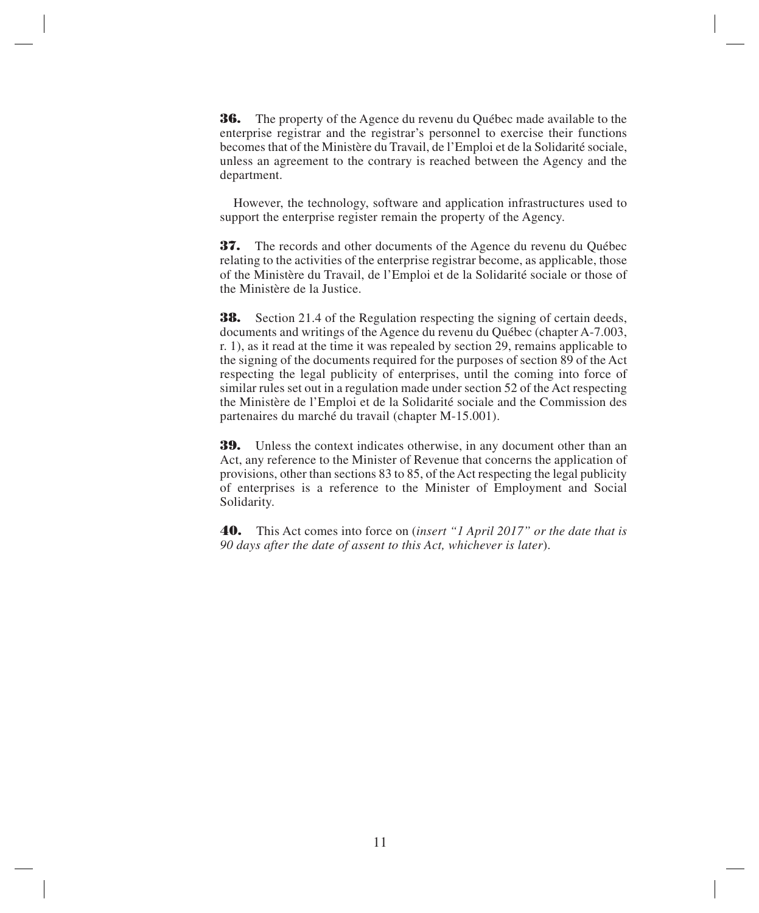**36.** The property of the Agence du revenu du Québec made available to the enterprise registrar and the registrar's personnel to exercise their functions becomes that of the Ministère du Travail, de l'Emploi et de la Solidarité sociale, unless an agreement to the contrary is reached between the Agency and the department.

However, the technology, software and application infrastructures used to support the enterprise register remain the property of the Agency.

**37.** The records and other documents of the Agence du revenu du Québec relating to the activities of the enterprise registrar become, as applicable, those of the Ministère du Travail, de l'Emploi et de la Solidarité sociale or those of the Ministère de la Justice.

**38.** Section 21.4 of the Regulation respecting the signing of certain deeds, documents and writings of the Agence du revenu du Québec (chapter A-7.003, r. 1), as it read at the time it was repealed by section 29, remains applicable to the signing of the documents required for the purposes of section 89 of the Act respecting the legal publicity of enterprises, until the coming into force of similar rules set out in a regulation made under section 52 of the Act respecting the Ministère de l'Emploi et de la Solidarité sociale and the Commission des partenaires du marché du travail (chapter M-15.001).

**39.** Unless the context indicates otherwise, in any document other than an Act, any reference to the Minister of Revenue that concerns the application of provisions, other than sections 83 to 85, of the Act respecting the legal publicity of enterprises is a reference to the Minister of Employment and Social Solidarity.

**40.** This Act comes into force on (*insert "1 April 2017" or the date that is 90 days after the date of assent to this Act, whichever is later*).